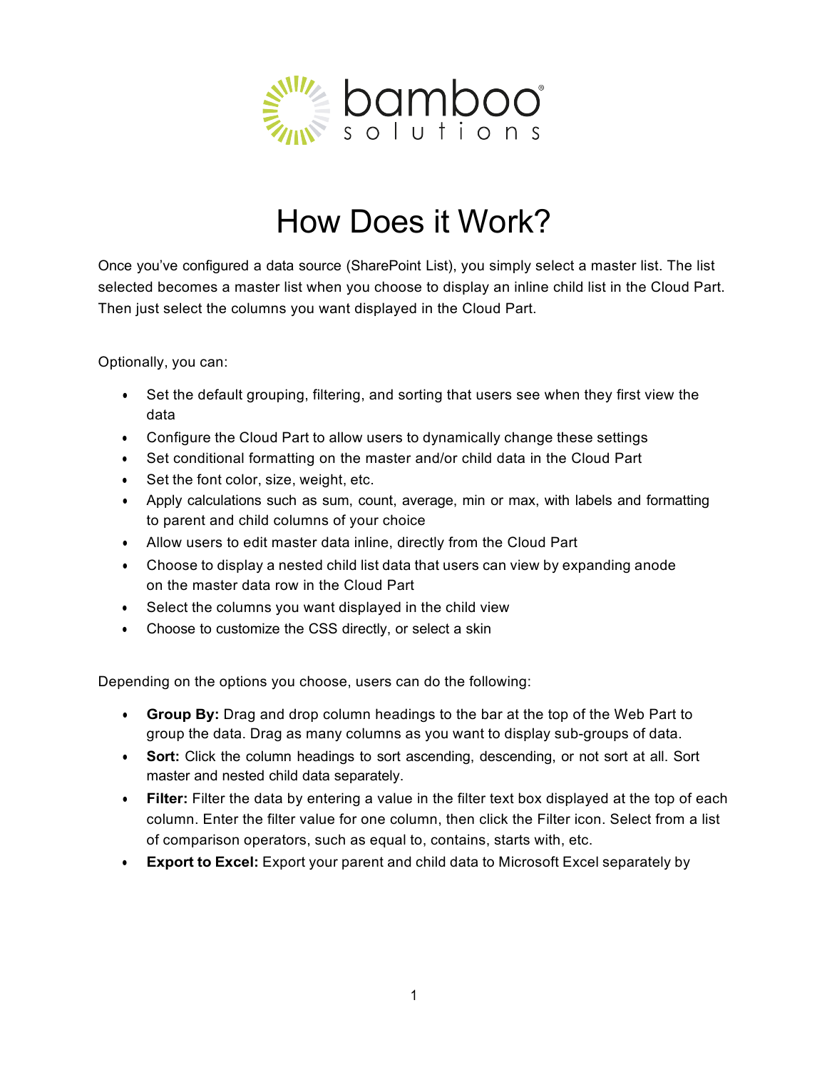bamboo solutions

# How Does it Work?

Once you've configured a data source (SharePoint List), you simply select a master list. The list selected becomes a master list when you choose to display an inline child list in the Cloud Part. Then just select the columns you want displayed in the Cloud Part.

Optionally, you can:

- Set the default grouping, filtering, and sorting that users see when they first view the data
- Configure the Cloud Part to allow users to dynamically change these settings
- Set conditional formatting on the master and/or child data in the Cloud Part
- Set the font color, size, weight, etc.
- Apply calculations such as sum, count, average, min or max, with labels and formatting to parent and child columns of your choice
- Allow users to edit master data inline, directly from the Cloud Part
- Choose to display a nested child list data that users can view by expanding anode on the master data row in the Cloud Part
- Select the columns you want displayed in the child view
- Choose to customize the CSS directly, or select a skin

Depending on the options you choose, users can do the following:

- **Group By:** Drag and drop column headings to the bar at the top of the Web Part to group the data. Drag as many columns as you want to display sub-groups of data.
- **Sort:** Click the column headings to sort ascending, descending, or not sort at all. Sort master and nested child data separately.
- **Filter:** Filter the data by entering a value in the filter text box displayed at the top of each column. Enter the filter value for one column, then click the Filter icon. Select from a list of comparison operators, such as equal to, contains, starts with, etc.
- **Export to Excel:** Export your parent and child data to Microsoft Excel separately by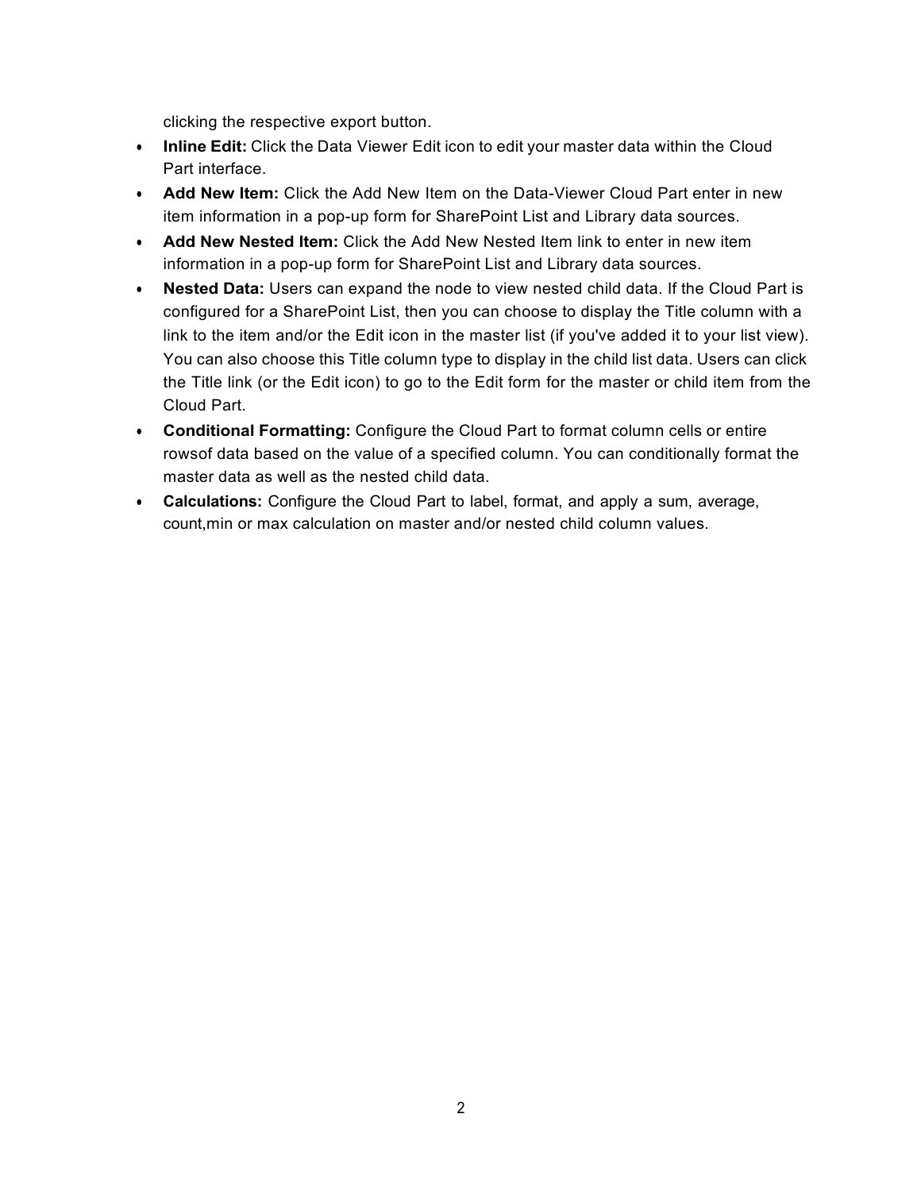clicking the respective export button.

- **Inline Edit:** Click the Data Viewer Edit icon to edit your master data within the Cloud Part interface.
- **Add New Item:** Click the Add New Item on the Data-Viewer Cloud Part enter in new item information in a pop-up form for SharePoint List and Library data sources.
- **Add New Nested Item:** Click the Add New Nested Item link to enter in new item information in a pop-up form for SharePoint List and Library data sources.
- **Nested Data:** Users can expand the node to view nested child data. If the Cloud Part is configured for a SharePoint List, then you can choose to display the Title column with a link to the item and/or the Edit icon in the master list (if you've added it to your list view). You can also choose this Title column type to display in the child list data. Users can click the Title link (or the Edit icon) to go to the Edit form for the master or child item from the Cloud Part.
- **Conditional Formatting:** Configure the Cloud Part to format column cells or entire rowsof data based on the value of a specified column. You can conditionally format the master data as well as the nested child data.
- **Calculations:** Configure the Cloud Part to label, format, and apply a sum, average, count,min or max calculation on master and/or nested child column values.